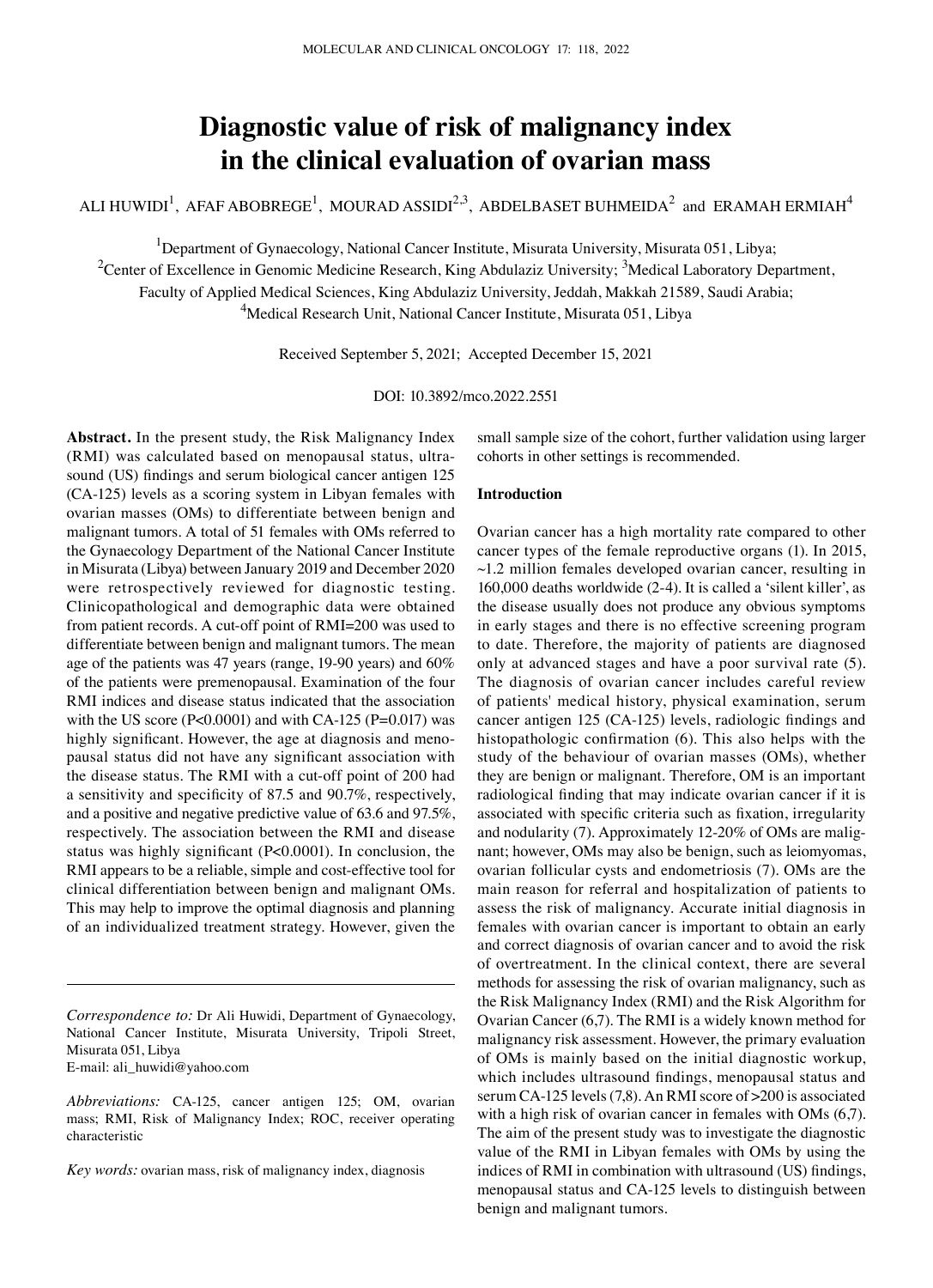# Diagnostic value of risk of malignancy index in the clinical evaluation of ovarian mass

ALI HUWIDI[1], AFAF ABOBREGE[1], MOURAD ASSIDI[2,3], ABDELBASET BUHMEIDA[2] and ERAMAH ERMIAH[4]

[1]Department of Gynaecology, National Cancer Institute, Misurata University, Misurata 051, Libya; [2]Center of Excellence in Genomic Medicine Research, King Abdulaziz University; [3]Medical Laboratory Department, Faculty of Applied Medical Sciences, King Abdulaziz University, Jeddah, Makkah 21589, Saudi Arabia; [4]Medical Research Unit, National Cancer Institute, Misurata 051, Libya

Received September 5, 2021; Accepted December 15, 2021

DOI: 10.3892/mco.2022.2551

**Abstract.** In the present study, the Risk Malignancy Index (RMI) was calculated based on menopausal status, ultrasound (US) findings and serum biological cancer antigen 125 (CA-125) levels as a scoring system in Libyan females with ovarian masses (OMs) to differentiate between benign and malignant tumors. A total of 51 females with OMs referred to the Gynaecology Department of the National Cancer Institute in Misurata (Libya) between January 2019 and December 2020 were retrospectively reviewed for diagnostic testing. Clinicopathological and demographic data were obtained from patient records. A cut-off point of RMI=200 was used to differentiate between benign and malignant tumors. The mean age of the patients was 47 years (range, 19-90 years) and 60% of the patients were premenopausal. Examination of the four RMI indices and disease status indicated that the association with the US score (P<0.0001) and with CA-125 (P=0.017) was highly significant. However, the age at diagnosis and menopausal status did not have any significant association with the disease status. The RMI with a cut-off point of 200 had a sensitivity and specificity of 87.5 and 90.7%, respectively, and a positive and negative predictive value of 63.6 and 97.5%, respectively. The association between the RMI and disease status was highly significant (P<0.0001). In conclusion, the RMI appears to be a reliable, simple and cost-effective tool for clinical differentiation between benign and malignant OMs. This may help to improve the optimal diagnosis and planning of an individualized treatment strategy. However, given the small sample size of the cohort, further validation using larger cohorts in other settings is recommended.

*Correspondence to:* Dr Ali Huwidi, Department of Gynaecology, National Cancer Institute, Misurata University, Tripoli Street, Misurata 051, Libya
E-mail: ali_huwidi@yahoo.com

*Abbreviations:* CA-125, cancer antigen 125; OM, ovarian mass; RMI, Risk of Malignancy Index; ROC, receiver operating characteristic

*Key words:* ovarian mass, risk of malignancy index, diagnosis

## Introduction

Ovarian cancer has a high mortality rate compared to other cancer types of the female reproductive organs (1). In 2015, ~1.2 million females developed ovarian cancer, resulting in 160,000 deaths worldwide (2-4). It is called a 'silent killer', as the disease usually does not produce any obvious symptoms in early stages and there is no effective screening program to date. Therefore, the majority of patients are diagnosed only at advanced stages and have a poor survival rate (5). The diagnosis of ovarian cancer includes careful review of patients' medical history, physical examination, serum cancer antigen 125 (CA-125) levels, radiologic findings and histopathologic confirmation (6). This also helps with the study of the behaviour of ovarian masses (OMs), whether they are benign or malignant. Therefore, OM is an important radiological finding that may indicate ovarian cancer if it is associated with specific criteria such as fixation, irregularity and nodularity (7). Approximately 12-20% of OMs are malignant; however, OMs may also be benign, such as leiomyomas, ovarian follicular cysts and endometriosis (7). OMs are the main reason for referral and hospitalization of patients to assess the risk of malignancy. Accurate initial diagnosis in females with ovarian cancer is important to obtain an early and correct diagnosis of ovarian cancer and to avoid the risk of overtreatment. In the clinical context, there are several methods for assessing the risk of ovarian malignancy, such as the Risk Malignancy Index (RMI) and the Risk Algorithm for Ovarian Cancer (6,7). The RMI is a widely known method for malignancy risk assessment. However, the primary evaluation of OMs is mainly based on the initial diagnostic workup, which includes ultrasound findings, menopausal status and serum CA-125 levels (7,8). An RMI score of >200 is associated with a high risk of ovarian cancer in females with OMs (6,7). The aim of the present study was to investigate the diagnostic value of the RMI in Libyan females with OMs by using the indices of RMI in combination with ultrasound (US) findings, menopausal status and CA-125 levels to distinguish between benign and malignant tumors.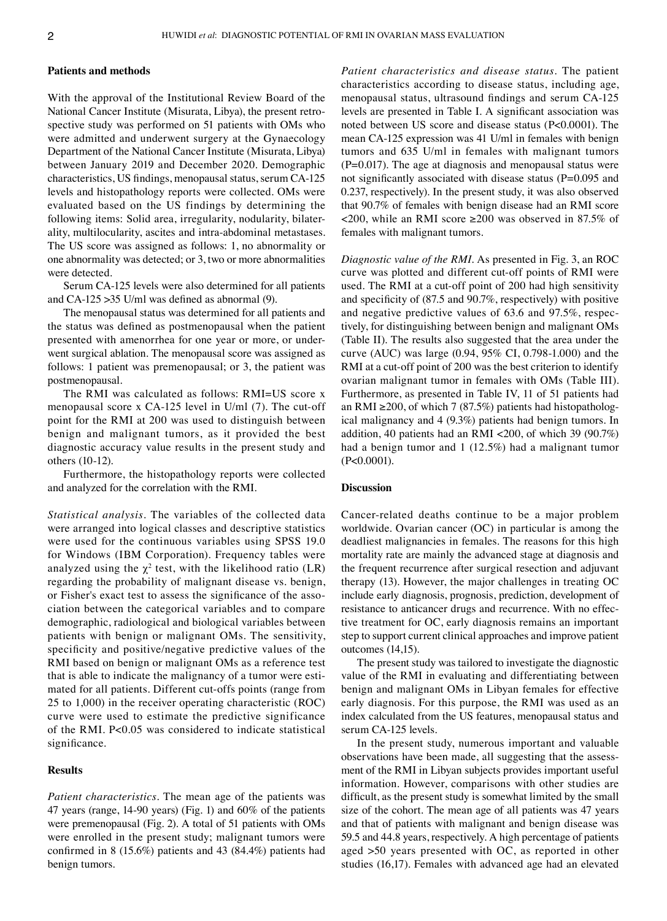## Patients and methods

With the approval of the Institutional Review Board of the National Cancer Institute (Misurata, Libya), the present retrospective study was performed on 51 patients with OMs who were admitted and underwent surgery at the Gynaecology Department of the National Cancer Institute (Misurata, Libya) between January 2019 and December 2020. Demographic characteristics, US findings, menopausal status, serum CA-125 levels and histopathology reports were collected. OMs were evaluated based on the US findings by determining the following items: Solid area, irregularity, nodularity, bilaterality, multilocularity, ascites and intra-abdominal metastases. The US score was assigned as follows: 1, no abnormality or one abnormality was detected; or 3, two or more abnormalities were detected.

Serum CA-125 levels were also determined for all patients and CA-125 >35 U/ml was defined as abnormal (9).

The menopausal status was determined for all patients and the status was defined as postmenopausal when the patient presented with amenorrhea for one year or more, or underwent surgical ablation. The menopausal score was assigned as follows: 1 patient was premenopausal; or 3, the patient was postmenopausal.

The RMI was calculated as follows: RMI=US score x menopausal score x CA-125 level in U/ml (7). The cut-off point for the RMI at 200 was used to distinguish between benign and malignant tumors, as it provided the best diagnostic accuracy value results in the present study and others (10-12).

Furthermore, the histopathology reports were collected and analyzed for the correlation with the RMI.

*Statistical analysis.* The variables of the collected data were arranged into logical classes and descriptive statistics were used for the continuous variables using SPSS 19.0 for Windows (IBM Corporation). Frequency tables were analyzed using the $\chi^2$ test, with the likelihood ratio (LR) regarding the probability of malignant disease vs. benign, or Fisher's exact test to assess the significance of the association between the categorical variables and to compare demographic, radiological and biological variables between patients with benign or malignant OMs. The sensitivity, specificity and positive/negative predictive values of the RMI based on benign or malignant OMs as a reference test that is able to indicate the malignancy of a tumor were estimated for all patients. Different cut-offs points (range from 25 to 1,000) in the receiver operating characteristic (ROC) curve were used to estimate the predictive significance of the RMI. P<0.05 was considered to indicate statistical significance.

## Results

*Patient characteristics.* The mean age of the patients was 47 years (range, 14-90 years) (Fig. 1) and 60% of the patients were premenopausal (Fig. 2). A total of 51 patients with OMs were enrolled in the present study; malignant tumors were confirmed in 8 (15.6%) patients and 43 (84.4%) patients had benign tumors.

*Patient characteristics and disease status.* The patient characteristics according to disease status, including age, menopausal status, ultrasound findings and serum CA-125 levels are presented in Table I. A significant association was noted between US score and disease status (P<0.0001). The mean CA-125 expression was 41 U/ml in females with benign tumors and 635 U/ml in females with malignant tumors (P=0.017). The age at diagnosis and menopausal status were not significantly associated with disease status (P=0.095 and 0.237, respectively). In the present study, it was also observed that 90.7% of females with benign disease had an RMI score <200, while an RMI score ≥200 was observed in 87.5% of females with malignant tumors.

*Diagnostic value of the RMI.* As presented in Fig. 3, an ROC curve was plotted and different cut-off points of RMI were used. The RMI at a cut-off point of 200 had high sensitivity and specificity of (87.5 and 90.7%, respectively) with positive and negative predictive values of 63.6 and 97.5%, respectively, for distinguishing between benign and malignant OMs (Table II). The results also suggested that the area under the curve (AUC) was large (0.94, 95% CI, 0.798-1.000) and the RMI at a cut-off point of 200 was the best criterion to identify ovarian malignant tumor in females with OMs (Table III). Furthermore, as presented in Table IV, 11 of 51 patients had an RMI ≥200, of which 7 (87.5%) patients had histopathological malignancy and 4 (9.3%) patients had benign tumors. In addition, 40 patients had an RMI <200, of which 39 (90.7%) had a benign tumor and 1 (12.5%) had a malignant tumor (P<0.0001).

## Discussion

Cancer-related deaths continue to be a major problem worldwide. Ovarian cancer (OC) in particular is among the deadliest malignancies in females. The reasons for this high mortality rate are mainly the advanced stage at diagnosis and the frequent recurrence after surgical resection and adjuvant therapy (13). However, the major challenges in treating OC include early diagnosis, prognosis, prediction, development of resistance to anticancer drugs and recurrence. With no effective treatment for OC, early diagnosis remains an important step to support current clinical approaches and improve patient outcomes (14,15).

The present study was tailored to investigate the diagnostic value of the RMI in evaluating and differentiating between benign and malignant OMs in Libyan females for effective early diagnosis. For this purpose, the RMI was used as an index calculated from the US features, menopausal status and serum CA-125 levels.

In the present study, numerous important and valuable observations have been made, all suggesting that the assessment of the RMI in Libyan subjects provides important useful information. However, comparisons with other studies are difficult, as the present study is somewhat limited by the small size of the cohort. The mean age of all patients was 47 years and that of patients with malignant and benign disease was 59.5 and 44.8 years, respectively. A high percentage of patients aged >50 years presented with OC, as reported in other studies (16,17). Females with advanced age had an elevated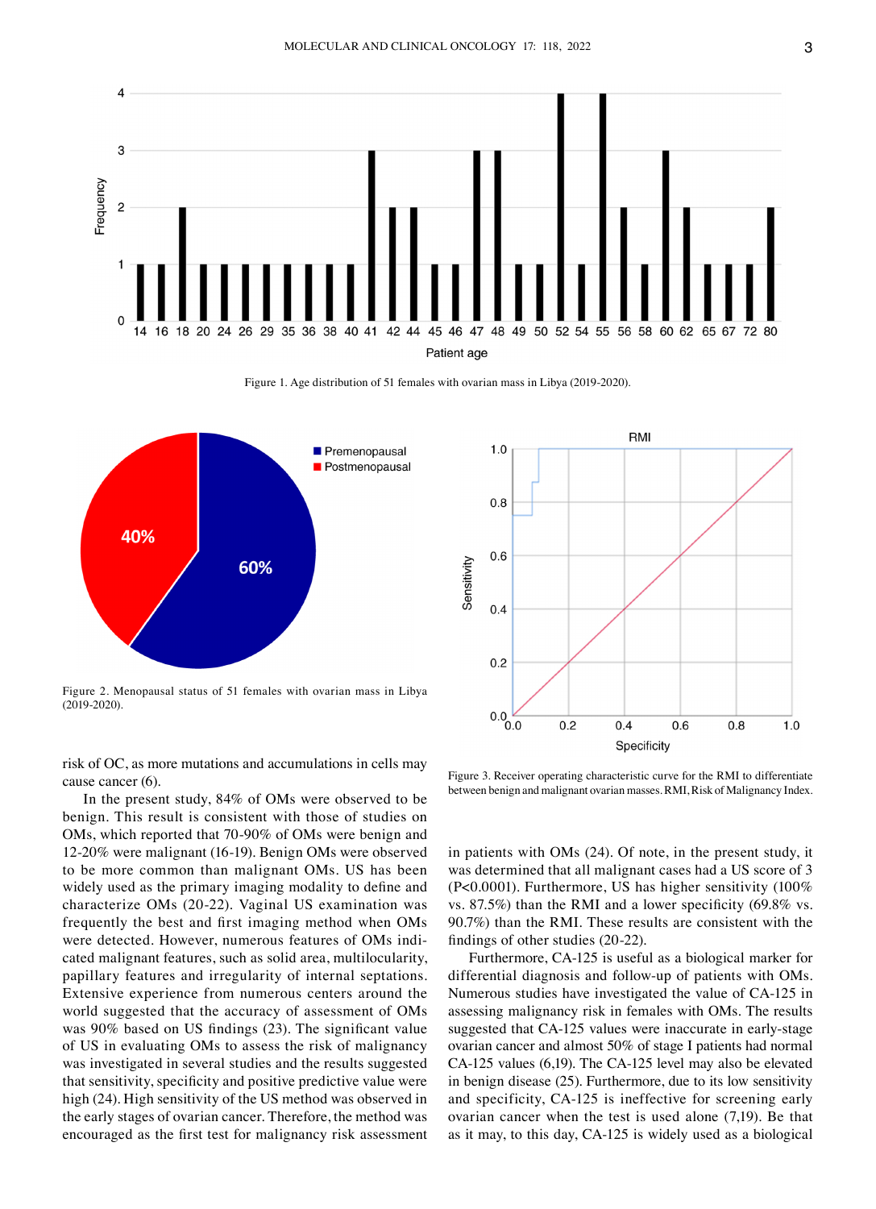Figure 1. Age distribution of 51 females with ovarian mass in Libya (2019-2020).

Figure 2. Menopausal status of 51 females with ovarian mass in Libya (2019-2020).

Figure 3. Receiver operating characteristic curve for the RMI to differentiate between benign and malignant ovarian masses. RMI, Risk of Malignancy Index.

risk of OC, as more mutations and accumulations in cells may cause cancer (6).

In the present study, 84% of OMs were observed to be benign. This result is consistent with those of studies on OMs, which reported that 70-90% of OMs were benign and 12-20% were malignant (16-19). Benign OMs were observed to be more common than malignant OMs. US has been widely used as the primary imaging modality to define and characterize OMs (20-22). Vaginal US examination was frequently the best and first imaging method when OMs were detected. However, numerous features of OMs indicated malignant features, such as solid area, multilocularity, papillary features and irregularity of internal septations. Extensive experience from numerous centers around the world suggested that the accuracy of assessment of OMs was 90% based on US findings (23). The significant value of US in evaluating OMs to assess the risk of malignancy was investigated in several studies and the results suggested that sensitivity, specificity and positive predictive value were high (24). High sensitivity of the US method was observed in the early stages of ovarian cancer. Therefore, the method was encouraged as the first test for malignancy risk assessment in patients with OMs (24). Of note, in the present study, it was determined that all malignant cases had a US score of 3 ($P<0.0001$). Furthermore, US has higher sensitivity (100% vs. 87.5%) than the RMI and a lower specificity (69.8% vs. 90.7%) than the RMI. These results are consistent with the findings of other studies (20-22).

Furthermore, CA-125 is useful as a biological marker for differential diagnosis and follow-up of patients with OMs. Numerous studies have investigated the value of CA-125 in assessing malignancy risk in females with OMs. The results suggested that CA-125 values were inaccurate in early-stage ovarian cancer and almost 50% of stage I patients had normal CA-125 values (6,19). The CA-125 level may also be elevated in benign disease (25). Furthermore, due to its low sensitivity and specificity, CA-125 is ineffective for screening early ovarian cancer when the test is used alone (7,19). Be that as it may, to this day, CA-125 is widely used as a biological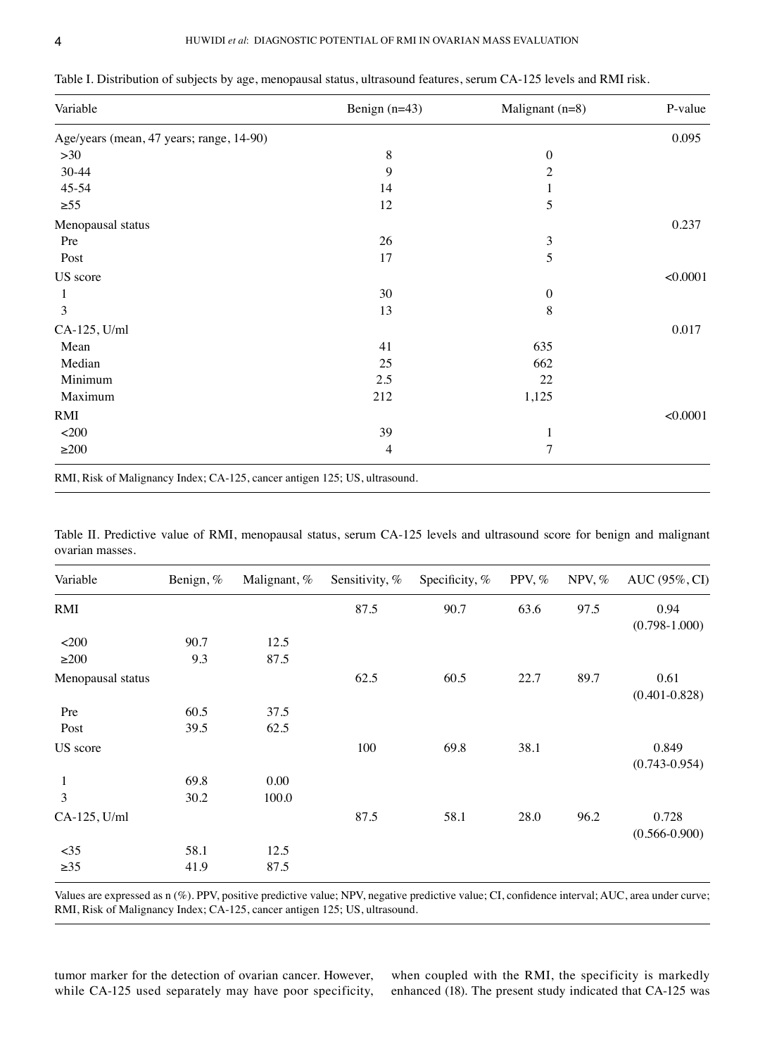Table I. Distribution of subjects by age, menopausal status, ultrasound features, serum CA-125 levels and RMI risk.

| Variable | Benign (n=43) | Malignant (n=8) | P-value |
|---|---|---|---|
| Age/years (mean, 47 years; range, 14-90) | | | 0.095 |
| >30 | 8 | 0 | |
| 30-44 | 9 | 2 | |
| 45-54 | 14 | 1 | |
| ≥55 | 12 | 5 | |
| Menopausal status | | | 0.237 |
| Pre | 26 | 3 | |
| Post | 17 | 5 | |
| US score | | | <0.0001 |
| 1 | 30 | 0 | |
| 3 | 13 | 8 | |
| CA-125, U/ml | | | 0.017 |
| Mean | 41 | 635 | |
| Median | 25 | 662 | |
| Minimum | 2.5 | 22 | |
| Maximum | 212 | 1,125 | |
| RMI | | | <0.0001 |
| <200 | 39 | 1 | |
| ≥200 | 4 | 7 | |

RMI, Risk of Malignancy Index; CA-125, cancer antigen 125; US, ultrasound.

Table II. Predictive value of RMI, menopausal status, serum CA-125 levels and ultrasound score for benign and malignant ovarian masses.

| Variable | Benign, % | Malignant, % | Sensitivity, % | Specificity, % | PPV, % | NPV, % | AUC (95%, CI) |
|---|---|---|---|---|---|---|---|
| RMI | | | 87.5 | 90.7 | 63.6 | 97.5 | 0.94 (0.798-1.000) |
| <200 | 90.7 | 12.5 | | | | | |
| ≥200 | 9.3 | 87.5 | | | | | |
| Menopausal status | | | 62.5 | 60.5 | 22.7 | 89.7 | 0.61 (0.401-0.828) |
| Pre | 60.5 | 37.5 | | | | | |
| Post | 39.5 | 62.5 | | | | | |
| US score | | | 100 | 69.8 | 38.1 | | 0.849 (0.743-0.954) |
| 1 | 69.8 | 0.00 | | | | | |
| 3 | 30.2 | 100.0 | | | | | |
| CA-125, U/ml | | | 87.5 | 58.1 | 28.0 | 96.2 | 0.728 (0.566-0.900) |
| <35 | 58.1 | 12.5 | | | | | |
| ≥35 | 41.9 | 87.5 | | | | | |

Values are expressed as n (%). PPV, positive predictive value; NPV, negative predictive value; CI, confidence interval; AUC, area under curve; RMI, Risk of Malignancy Index; CA-125, cancer antigen 125; US, ultrasound.

tumor marker for the detection of ovarian cancer. However, while CA-125 used separately may have poor specificity, when coupled with the RMI, the specificity is markedly enhanced (18). The present study indicated that CA-125 was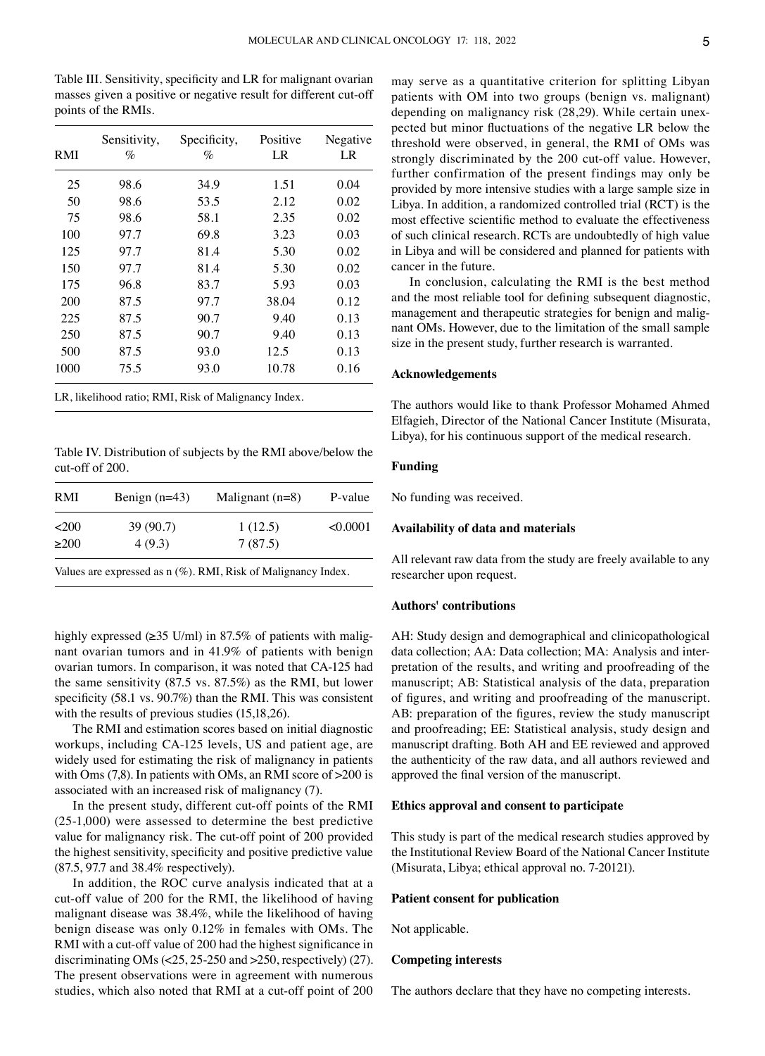Table III. Sensitivity, specificity and LR for malignant ovarian masses given a positive or negative result for different cut-off points of the RMIs.

| RMI | Sensitivity, % | Specificity, % | Positive LR | Negative LR |
|---|---|---|---|---|
| 25 | 98.6 | 34.9 | 1.51 | 0.04 |
| 50 | 98.6 | 53.5 | 2.12 | 0.02 |
| 75 | 98.6 | 58.1 | 2.35 | 0.02 |
| 100 | 97.7 | 69.8 | 3.23 | 0.03 |
| 125 | 97.7 | 81.4 | 5.30 | 0.02 |
| 150 | 97.7 | 81.4 | 5.30 | 0.02 |
| 175 | 96.8 | 83.7 | 5.93 | 0.03 |
| 200 | 87.5 | 97.7 | 38.04 | 0.12 |
| 225 | 87.5 | 90.7 | 9.40 | 0.13 |
| 250 | 87.5 | 90.7 | 9.40 | 0.13 |
| 500 | 87.5 | 93.0 | 12.5 | 0.13 |
| 1000 | 75.5 | 93.0 | 10.78 | 0.16 |

LR, likelihood ratio; RMI, Risk of Malignancy Index.

Table IV. Distribution of subjects by the RMI above/below the cut-off of 200.

| RMI | Benign (n=43) | Malignant (n=8) | P-value |
|---|---|---|---|
| <200 | 39 (90.7) | 1 (12.5) | <0.0001 |
| ≥200 | 4 (9.3) | 7 (87.5) | |

Values are expressed as n (%). RMI, Risk of Malignancy Index.

highly expressed (≥35 U/ml) in 87.5% of patients with malignant ovarian tumors and in 41.9% of patients with benign ovarian tumors. In comparison, it was noted that CA-125 had the same sensitivity (87.5 vs. 87.5%) as the RMI, but lower specificity (58.1 vs. 90.7%) than the RMI. This was consistent with the results of previous studies (15,18,26).

The RMI and estimation scores based on initial diagnostic workups, including CA-125 levels, US and patient age, are widely used for estimating the risk of malignancy in patients with Oms (7,8). In patients with OMs, an RMI score of >200 is associated with an increased risk of malignancy (7).

In the present study, different cut-off points of the RMI (25-1,000) were assessed to determine the best predictive value for malignancy risk. The cut-off point of 200 provided the highest sensitivity, specificity and positive predictive value (87.5, 97.7 and 38.4% respectively).

In addition, the ROC curve analysis indicated that at a cut-off value of 200 for the RMI, the likelihood of having malignant disease was 38.4%, while the likelihood of having benign disease was only 0.12% in females with OMs. The RMI with a cut-off value of 200 had the highest significance in discriminating OMs (<25, 25-250 and >250, respectively) (27). The present observations were in agreement with numerous studies, which also noted that RMI at a cut-off point of 200 may serve as a quantitative criterion for splitting Libyan patients with OM into two groups (benign vs. malignant) depending on malignancy risk (28,29). While certain unexpected but minor fluctuations of the negative LR below the threshold were observed, in general, the RMI of OMs was strongly discriminated by the 200 cut-off value. However, further confirmation of the present findings may only be provided by more intensive studies with a large sample size in Libya. In addition, a randomized controlled trial (RCT) is the most effective scientific method to evaluate the effectiveness of such clinical research. RCTs are undoubtedly of high value in Libya and will be considered and planned for patients with cancer in the future.

In conclusion, calculating the RMI is the best method and the most reliable tool for defining subsequent diagnostic, management and therapeutic strategies for benign and malignant OMs. However, due to the limitation of the small sample size in the present study, further research is warranted.

## Acknowledgements

The authors would like to thank Professor Mohamed Ahmed Elfagieh, Director of the National Cancer Institute (Misurata, Libya), for his continuous support of the medical research.

## Funding

No funding was received.

## Availability of data and materials

All relevant raw data from the study are freely available to any researcher upon request.

## Authors' contributions

AH: Study design and demographical and clinicopathological data collection; AA: Data collection; MA: Analysis and interpretation of the results, and writing and proofreading of the manuscript; AB: Statistical analysis of the data, preparation of figures, and writing and proofreading of the manuscript. AB: preparation of the figures, review the study manuscript and proofreading; EE: Statistical analysis, study design and manuscript drafting. Both AH and EE reviewed and approved the authenticity of the raw data, and all authors reviewed and approved the final version of the manuscript.

## Ethics approval and consent to participate

This study is part of the medical research studies approved by the Institutional Review Board of the National Cancer Institute (Misurata, Libya; ethical approval no. 7-20121).

## Patient consent for publication

Not applicable.

## Competing interests

The authors declare that they have no competing interests.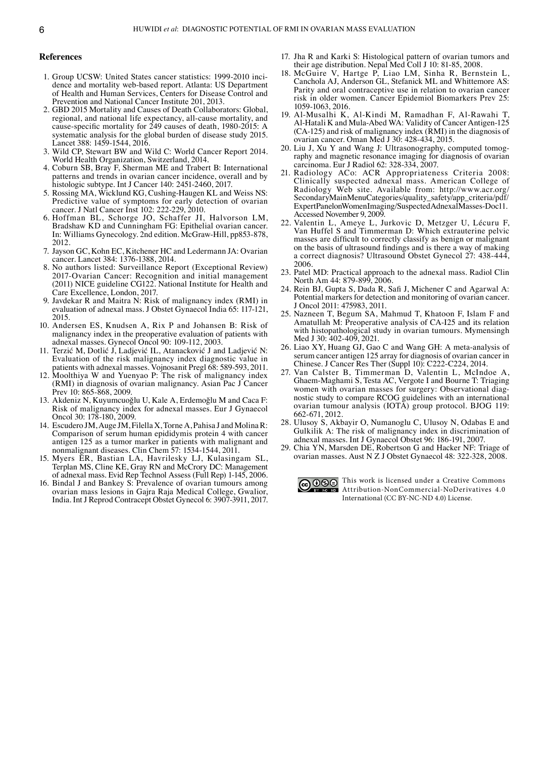## References

1. Group UCSW: United States cancer statistics: 1999-2010 incidence and mortality web-based report. Atlanta: US Department of Health and Human Services, Centers for Disease Control and Prevention and National Cancer Institute 201, 2013.
2. GBD 2015 Mortality and Causes of Death Collaborators: Global, regional, and national life expectancy, all-cause mortality, and cause-specific mortality for 249 causes of death, 1980-2015: A systematic analysis for the global burden of disease study 2015. Lancet 388: 1459-1544, 2016.
3. Wild CP, Stewart BW and Wild C: World Cancer Report 2014. World Health Organization, Switzerland, 2014.
4. Coburn SB, Bray F, Sherman ME and Trabert B: International patterns and trends in ovarian cancer incidence, overall and by histologic subtype. Int J Cancer 140: 2451-2460, 2017.
5. Rossing MA, Wicklund KG, Cushing-Haugen KL and Weiss NS: Predictive value of symptoms for early detection of ovarian cancer. J Natl Cancer Inst 102: 222-229, 2010.
6. Hoffman BL, Schorge JO, Schaffer JI, Halvorson LM, Bradshaw KD and Cunningham FG: Epithelial ovarian cancer. In: Williams Gynecology. 2nd edition. McGraw-Hill, pp853-878, 2012.
7. Jayson GC, Kohn EC, Kitchener HC and Ledermann JA: Ovarian cancer. Lancet 384: 1376-1388, 2014.
8. No authors listed: Surveillance Report (Exceptional Review) 2017-Ovarian Cancer: Recognition and initial management (2011) NICE guideline CG122. National Institute for Health and Care Excellence, London, 2017.
9. Javdekar R and Maitra N: Risk of malignancy index (RMI) in evaluation of adnexal mass. J Obstet Gynaecol India 65: 117-121, 2015.
10. Andersen ES, Knudsen A, Rix P and Johansen B: Risk of malignancy index in the preoperative evaluation of patients with adnexal masses. Gynecol Oncol 90: 109-112, 2003.
11. Terzić M, Dotlić J, Ladjević IL, Atanacković J and Ladjević N: Evaluation of the risk malignancy index diagnostic value in patients with adnexal masses. Vojnosanit Pregl 68: 589-593, 2011.
12. Moolthiya W and Yuenyao P: The risk of malignancy index (RMI) in diagnosis of ovarian malignancy. Asian Pac J Cancer Prev 10: 865-868, 2009.
13. Akdeniz N, Kuyumcuoğlu U, Kale A, Erdemoğlu M and Caca F: Risk of malignancy index for adnexal masses. Eur J Gynaecol Oncol 30: 178-180, 2009.
14. Escudero JM, Auge JM, Filella X, Torne A, Pahisa J and Molina R: Comparison of serum human epididymis protein 4 with cancer antigen 125 as a tumor marker in patients with malignant and nonmalignant diseases. Clin Chem 57: 1534-1544, 2011.
15. Myers ER, Bastian LA, Havrilesky LJ, Kulasingam SL, Terplan MS, Cline KE, Gray RN and McCrory DC: Management of adnexal mass. Evid Rep Technol Assess (Full Rep) 1-145, 2006.
16. Bindal J and Bankey S: Prevalence of ovarian tumours among ovarian mass lesions in Gajra Raja Medical College, Gwalior, India. Int J Reprod Contracept Obstet Gynecol 6: 3907-3911, 2017.
17. Jha R and Karki S: Histological pattern of ovarian tumors and their age distribution. Nepal Med Coll J 10: 81-85, 2008.
18. McGuire V, Hartge P, Liao LM, Sinha R, Bernstein L, Canchola AJ, Anderson GL, Stefanick ML and Whittemore AS: Parity and oral contraceptive use in relation to ovarian cancer risk in older women. Cancer Epidemiol Biomarkers Prev 25: 1059-1063, 2016.
19. Al-Musalhi K, Al-Kindi M, Ramadhan F, Al-Rawahi T, Al-Hatali K and Mula-Abed WA: Validity of Cancer Antigen-125 (CA-125) and risk of malignancy index (RMI) in the diagnosis of ovarian cancer. Oman Med J 30: 428-434, 2015.
20. Liu J, Xu Y and Wang J: Ultrasonography, computed tomography and magnetic resonance imaging for diagnosis of ovarian carcinoma. Eur J Radiol 62: 328-334, 2007.
21. Radiology ACo: ACR Appropriateness Criteria 2008: Clinically suspected adnexal mass. American College of Radiology Web site. Available from: http://www.acr.org/SecondaryMainMenuCategories/quality_safety/app_criteria/pdf/ExpertPanelonWomenImaging/SuspectedAdnexalMasses-Doc11. Accessed November 9, 2009.
22. Valentin L, Ameye L, Jurkovic D, Metzger U, Lécuru F, Van Huffel S and Timmerman D: Which extrauterine pelvic masses are difficult to correctly classify as benign or malignant on the basis of ultrasound findings and is there a way of making a correct diagnosis? Ultrasound Obstet Gynecol 27: 438-444, 2006.
23. Patel MD: Practical approach to the adnexal mass. Radiol Clin North Am 44: 879-899, 2006.
24. Rein BJ, Gupta S, Dada R, Safi J, Michener C and Agarwal A: Potential markers for detection and monitoring of ovarian cancer. J Oncol 2011: 475983, 2011.
25. Nazneen T, Begum SA, Mahmud T, Khatoon F, Islam F and Amatullah M: Preoperative analysis of CA-I25 and its relation with histopathological study in ovarian tumours. Mymensingh Med J 30: 402-409, 2021.
26. Liao XY, Huang GJ, Gao C and Wang GH: A meta-analysis of serum cancer antigen 125 array for diagnosis of ovarian cancer in Chinese. J Cancer Res Ther (Suppl 10): C222-C224, 2014.
27. Van Calster B, Timmerman D, Valentin L, McIndoe A, Ghaem-Maghami S, Testa AC, Vergote I and Bourne T: Triaging women with ovarian masses for surgery: Observational diagnostic study to compare RCOG guidelines with an international ovarian tumour analysis (IOTA) group protocol. BJOG 119: 662-671, 2012.
28. Ulusoy S, Akbayir O, Numanoglu C, Ulusoy N, Odabas E and Gulkilik A: The risk of malignancy index in discrimination of adnexal masses. Int J Gynaecol Obstet 96: 186-191, 2007.
29. Chia YN, Marsden DE, Robertson G and Hacker NF: Triage of ovarian masses. Aust N Z J Obstet Gynaecol 48: 322-328, 2008.

This work is licensed under a Creative Commons Attribution-NonCommercial-NoDerivatives 4.0 International (CC BY-NC-ND 4.0) License.